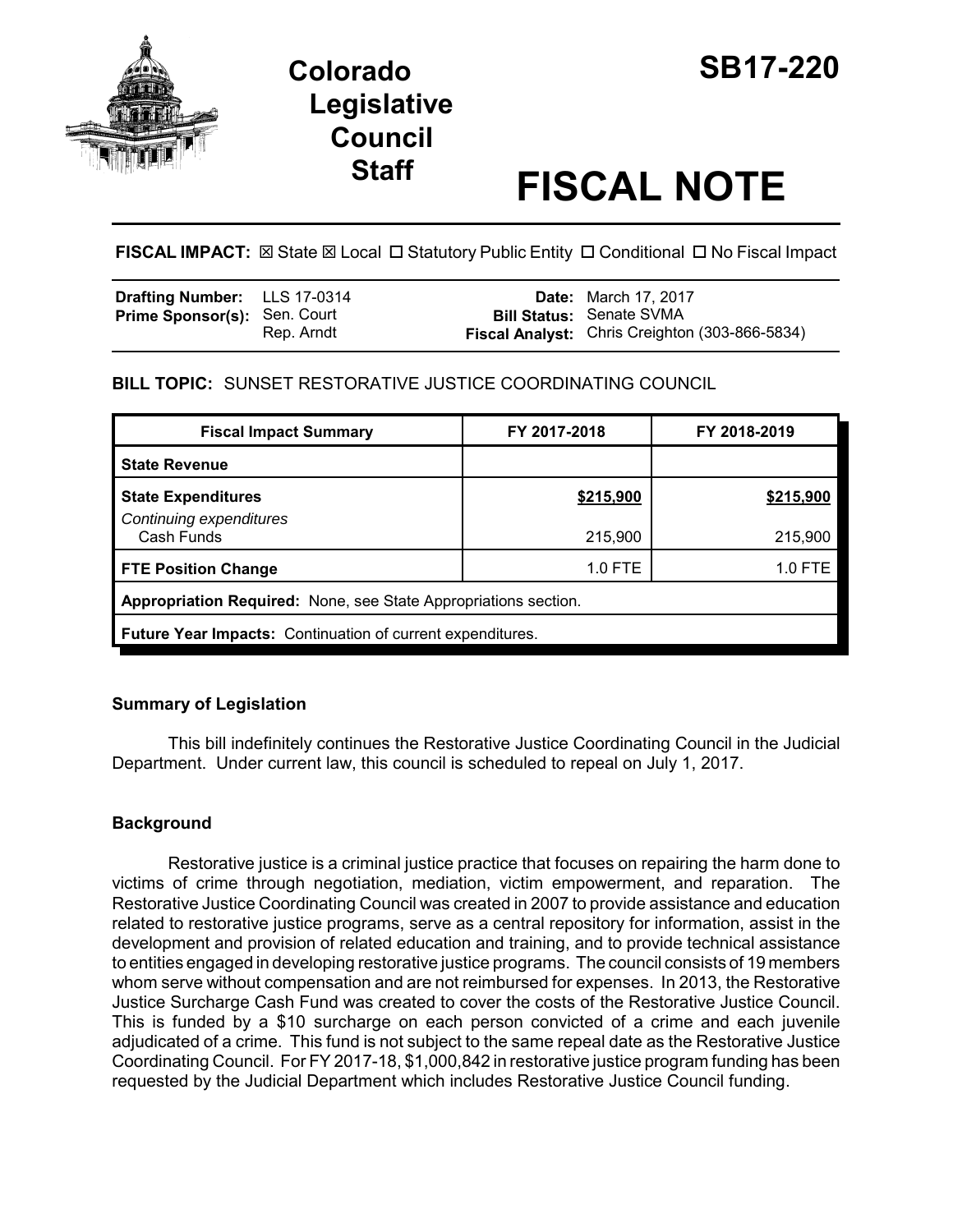# Colorado Legislative Council Staff

# SB17-220

# FISCAL NOTE

**FISCAL IMPACT:** ☒ State ☒ Local ☐ Statutory Public Entity ☐ Conditional ☐ No Fiscal Impact

| | | | |
|---|---|---|---|
| **Drafting Number:** | LLS 17-0314 | **Date:** | March 17, 2017 |
| **Prime Sponsor(s):** | Sen. Court<br>Rep. Arndt | **Bill Status:** | Senate SVMA |
| | | **Fiscal Analyst:** | Chris Creighton (303-866-5834) |

**BILL TOPIC:** SUNSET RESTORATIVE JUSTICE COORDINATING COUNCIL

| Fiscal Impact Summary | FY 2017-2018 | FY 2018-2019 |
|---|---|---|
| **State Revenue** | | |
| **State Expenditures** | **$215,900** | **$215,900** |
| *Continuing expenditures* | | |
| Cash Funds | 215,900 | 215,900 |
| **FTE Position Change** | 1.0 FTE | 1.0 FTE |
| **Appropriation Required:** None, see State Appropriations section. | | |
| **Future Year Impacts:** Continuation of current expenditures. | | |

### Summary of Legislation

This bill indefinitely continues the Restorative Justice Coordinating Council in the Judicial Department. Under current law, this council is scheduled to repeal on July 1, 2017.

### Background

Restorative justice is a criminal justice practice that focuses on repairing the harm done to victims of crime through negotiation, mediation, victim empowerment, and reparation. The Restorative Justice Coordinating Council was created in 2007 to provide assistance and education related to restorative justice programs, serve as a central repository for information, assist in the development and provision of related education and training, and to provide technical assistance to entities engaged in developing restorative justice programs. The council consists of 19 members whom serve without compensation and are not reimbursed for expenses. In 2013, the Restorative Justice Surcharge Cash Fund was created to cover the costs of the Restorative Justice Council. This is funded by a $10 surcharge on each person convicted of a crime and each juvenile adjudicated of a crime. This fund is not subject to the same repeal date as the Restorative Justice Coordinating Council. For FY 2017-18, $1,000,842 in restorative justice program funding has been requested by the Judicial Department which includes Restorative Justice Council funding.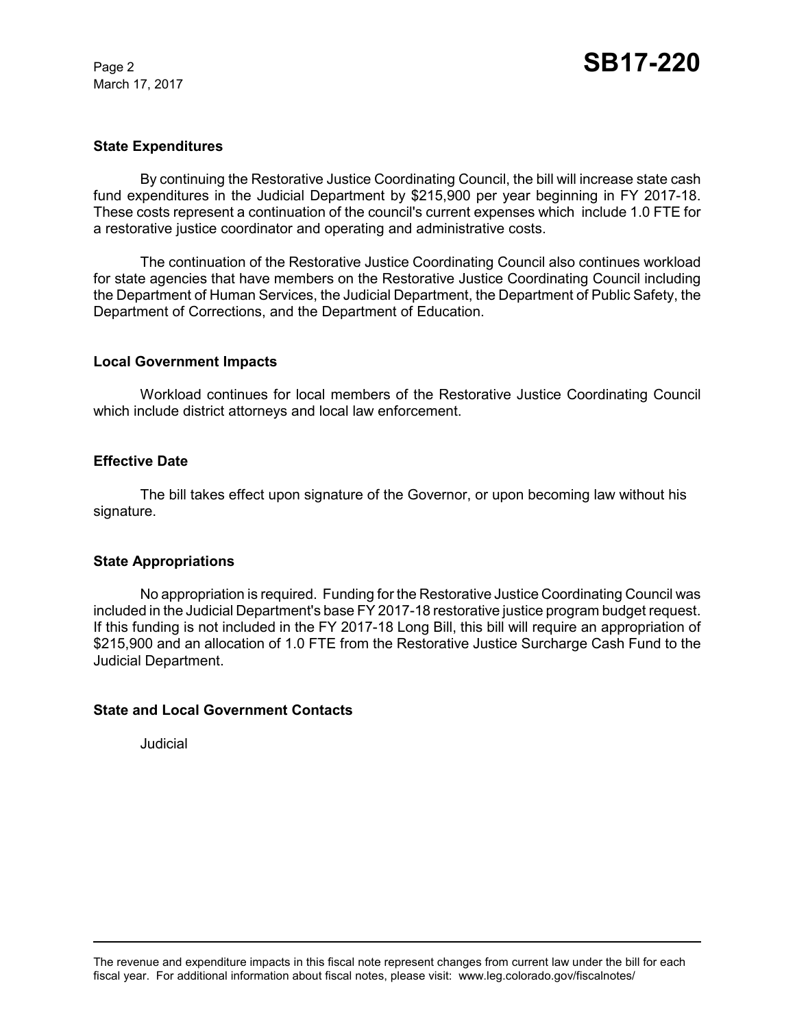**State Expenditures**

By continuing the Restorative Justice Coordinating Council, the bill will increase state cash fund expenditures in the Judicial Department by $215,900 per year beginning in FY 2017-18. These costs represent a continuation of the council's current expenses which include 1.0 FTE for a restorative justice coordinator and operating and administrative costs.

The continuation of the Restorative Justice Coordinating Council also continues workload for state agencies that have members on the Restorative Justice Coordinating Council including the Department of Human Services, the Judicial Department, the Department of Public Safety, the Department of Corrections, and the Department of Education.

**Local Government Impacts**

Workload continues for local members of the Restorative Justice Coordinating Council which include district attorneys and local law enforcement.

**Effective Date**

The bill takes effect upon signature of the Governor, or upon becoming law without his signature.

**State Appropriations**

No appropriation is required. Funding for the Restorative Justice Coordinating Council was included in the Judicial Department's base FY 2017-18 restorative justice program budget request. If this funding is not included in the FY 2017-18 Long Bill, this bill will require an appropriation of $215,900 and an allocation of 1.0 FTE from the Restorative Justice Surcharge Cash Fund to the Judicial Department.

**State and Local Government Contacts**

Judicial

The revenue and expenditure impacts in this fiscal note represent changes from current law under the bill for each fiscal year. For additional information about fiscal notes, please visit: www.leg.colorado.gov/fiscalnotes/